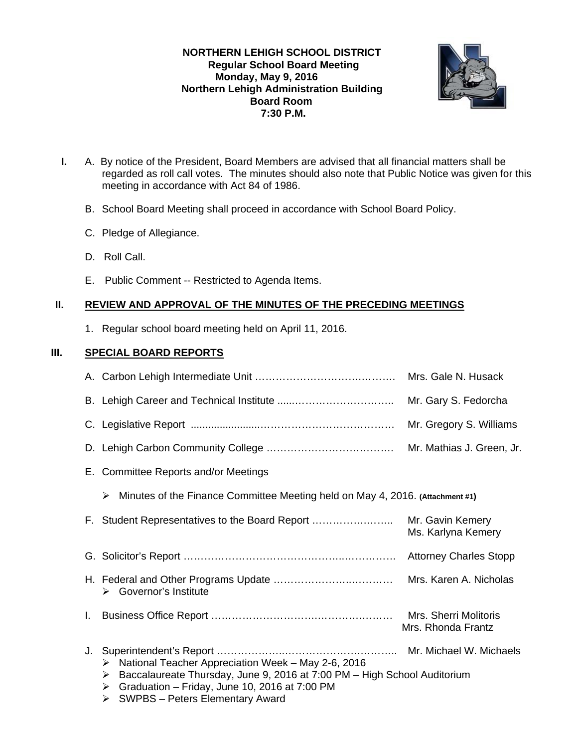**NORTHERN LEHIGH SCHOOL DISTRICT**
**Regular School Board Meeting**
**Monday, May 9, 2016**
**Northern Lehigh Administration Building**
**Board Room**
**7:30 P.M.**

**I.** A. By notice of the President, Board Members are advised that all financial matters shall be regarded as roll call votes. The minutes should also note that Public Notice was given for this meeting in accordance with Act 84 of 1986.

B. School Board Meeting shall proceed in accordance with School Board Policy.

C. Pledge of Allegiance.

D. Roll Call.

E. Public Comment -- Restricted to Agenda Items.

## II. REVIEW AND APPROVAL OF THE MINUTES OF THE PRECEDING MEETINGS

1. Regular school board meeting held on April 11, 2016.

## III. SPECIAL BOARD REPORTS

A. Carbon Lehigh Intermediate Unit …………………………….……. Mrs. Gale N. Husack

B. Lehigh Career and Technical Institute .....………………………. Mr. Gary S. Fedorcha

C. Legislative Report ......................……………………………… Mr. Gregory S. Williams

D. Lehigh Carbon Community College ……………………………… Mr. Mathias J. Green, Jr.

E. Committee Reports and/or Meetings

- Minutes of the Finance Committee Meeting held on May 4, 2016. **(Attachment #1)**

F. Student Representatives to the Board Report ……………..…….. Mr. Gavin Kemery
Ms. Karlyna Kemery

G. Solicitor's Report ……………………………………..…………. Attorney Charles Stopp

H. Federal and Other Programs Update ………………..………… Mrs. Karen A. Nicholas

- Governor's Institute

I. Business Office Report ……………………….………….……… Mrs. Sherri Molitoris
Mrs. Rhonda Frantz

J. Superintendent's Report ………………..……….……….……….. Mr. Michael W. Michaels

- National Teacher Appreciation Week – May 2-6, 2016
- Baccalaureate Thursday, June 9, 2016 at 7:00 PM – High School Auditorium
- Graduation – Friday, June 10, 2016 at 7:00 PM
- SWPBS – Peters Elementary Award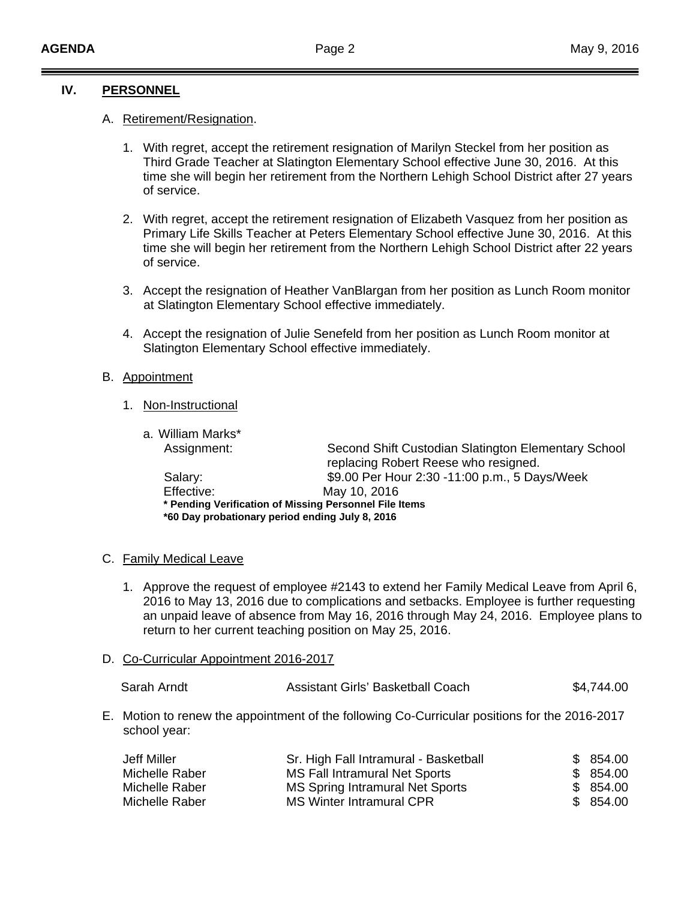## IV. PERSONNEL

A. Retirement/Resignation.

1. With regret, accept the retirement resignation of Marilyn Steckel from her position as Third Grade Teacher at Slatington Elementary School effective June 30, 2016. At this time she will begin her retirement from the Northern Lehigh School District after 27 years of service.

2. With regret, accept the retirement resignation of Elizabeth Vasquez from her position as Primary Life Skills Teacher at Peters Elementary School effective June 30, 2016. At this time she will begin her retirement from the Northern Lehigh School District after 22 years of service.

3. Accept the resignation of Heather VanBlargan from her position as Lunch Room monitor at Slatington Elementary School effective immediately.

4. Accept the resignation of Julie Senefeld from her position as Lunch Room monitor at Slatington Elementary School effective immediately.

B. Appointment

1. Non-Instructional

a. William Marks*

| | |
|---|---|
| Assignment: | Second Shift Custodian Slatington Elementary School replacing Robert Reese who resigned. |
| Salary: | $9.00 Per Hour 2:30 -11:00 p.m., 5 Days/Week |
| Effective: | May 10, 2016 |

**\* Pending Verification of Missing Personnel File Items**
**\*60 Day probationary period ending July 8, 2016**

C. Family Medical Leave

1. Approve the request of employee #2143 to extend her Family Medical Leave from April 6, 2016 to May 13, 2016 due to complications and setbacks. Employee is further requesting an unpaid leave of absence from May 16, 2016 through May 24, 2016. Employee plans to return to her current teaching position on May 25, 2016.

D. Co-Curricular Appointment 2016-2017

| | | |
|---|---|---|
| Sarah Arndt | Assistant Girls' Basketball Coach | $4,744.00 |

E. Motion to renew the appointment of the following Co-Curricular positions for the 2016-2017 school year:

| | | |
|---|---|---|
| Jeff Miller | Sr. High Fall Intramural - Basketball | $ 854.00 |
| Michelle Raber | MS Fall Intramural Net Sports | $ 854.00 |
| Michelle Raber | MS Spring Intramural Net Sports | $ 854.00 |
| Michelle Raber | MS Winter Intramural CPR | $ 854.00 |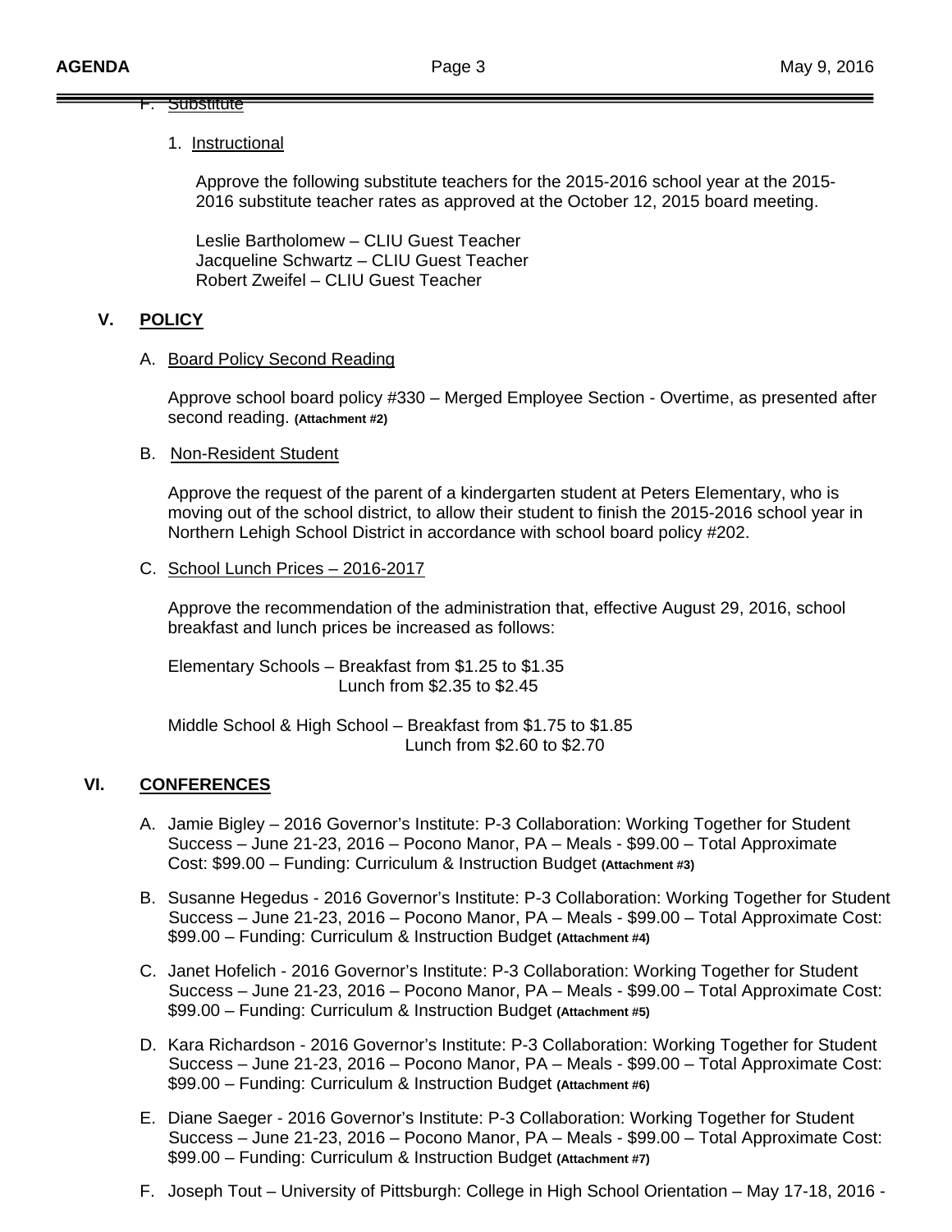F. Substitute

1. Instructional

Approve the following substitute teachers for the 2015-2016 school year at the 2015-2016 substitute teacher rates as approved at the October 12, 2015 board meeting.

Leslie Bartholomew – CLIU Guest Teacher
Jacqueline Schwartz – CLIU Guest Teacher
Robert Zweifel – CLIU Guest Teacher

## V. POLICY

A. Board Policy Second Reading

Approve school board policy #330 – Merged Employee Section - Overtime, as presented after second reading. **(Attachment #2)**

B. Non-Resident Student

Approve the request of the parent of a kindergarten student at Peters Elementary, who is moving out of the school district, to allow their student to finish the 2015-2016 school year in Northern Lehigh School District in accordance with school board policy #202.

C. School Lunch Prices – 2016-2017

Approve the recommendation of the administration that, effective August 29, 2016, school breakfast and lunch prices be increased as follows:

Elementary Schools – Breakfast from $1.25 to $1.35
Lunch from $2.35 to $2.45

Middle School & High School – Breakfast from $1.75 to $1.85
Lunch from $2.60 to $2.70

## VI. CONFERENCES

A. Jamie Bigley – 2016 Governor's Institute: P-3 Collaboration: Working Together for Student Success – June 21-23, 2016 – Pocono Manor, PA – Meals - $99.00 – Total Approximate Cost: $99.00 – Funding: Curriculum & Instruction Budget **(Attachment #3)**

B. Susanne Hegedus - 2016 Governor's Institute: P-3 Collaboration: Working Together for Student Success – June 21-23, 2016 – Pocono Manor, PA – Meals - $99.00 – Total Approximate Cost: $99.00 – Funding: Curriculum & Instruction Budget **(Attachment #4)**

C. Janet Hofelich - 2016 Governor's Institute: P-3 Collaboration: Working Together for Student Success – June 21-23, 2016 – Pocono Manor, PA – Meals - $99.00 – Total Approximate Cost: $99.00 – Funding: Curriculum & Instruction Budget **(Attachment #5)**

D. Kara Richardson - 2016 Governor's Institute: P-3 Collaboration: Working Together for Student Success – June 21-23, 2016 – Pocono Manor, PA – Meals - $99.00 – Total Approximate Cost: $99.00 – Funding: Curriculum & Instruction Budget **(Attachment #6)**

E. Diane Saeger - 2016 Governor's Institute: P-3 Collaboration: Working Together for Student Success – June 21-23, 2016 – Pocono Manor, PA – Meals - $99.00 – Total Approximate Cost: $99.00 – Funding: Curriculum & Instruction Budget **(Attachment #7)**

F. Joseph Tout – University of Pittsburgh: College in High School Orientation – May 17-18, 2016 -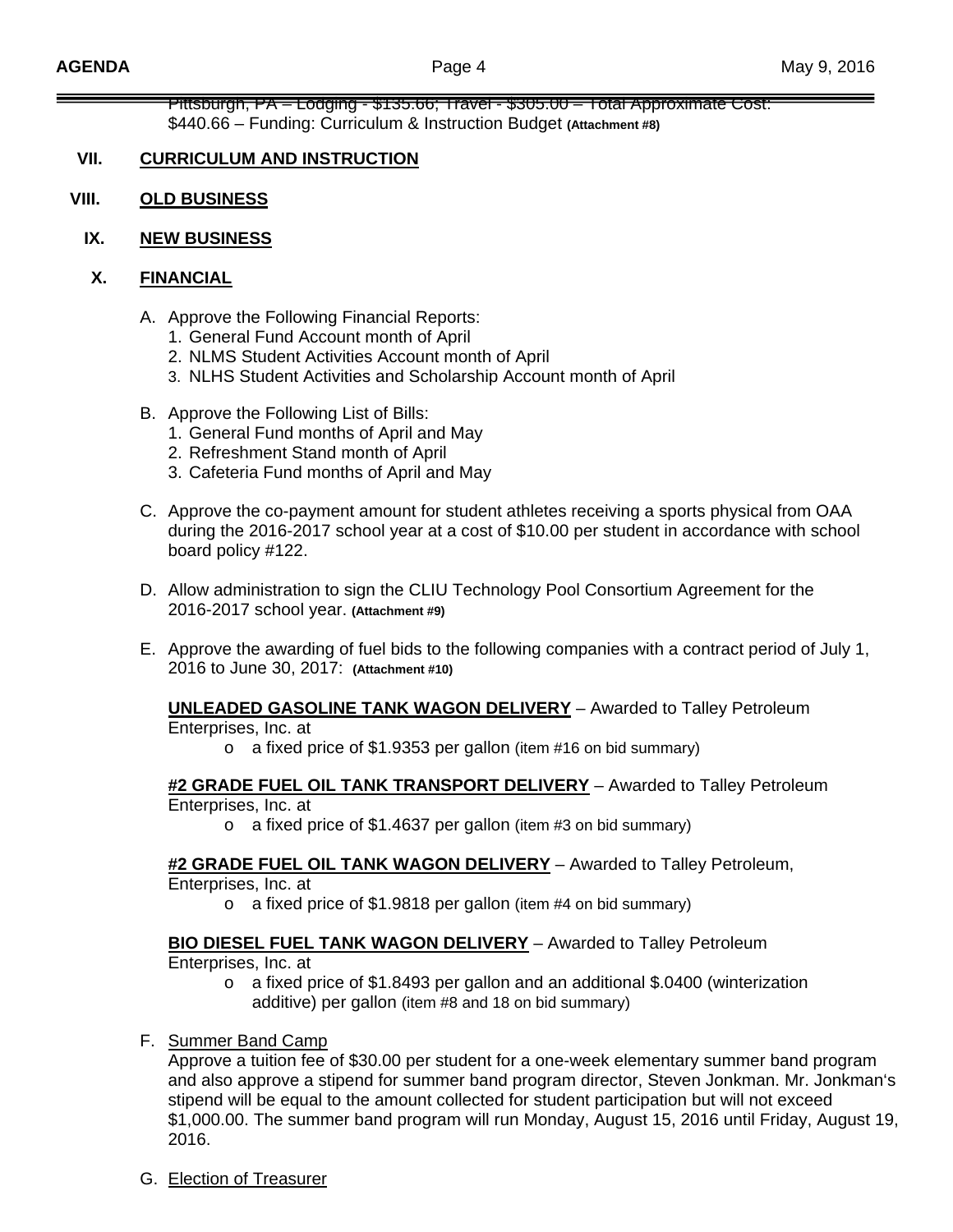Pittsburgh, PA – Lodging - $135.66; Travel - $305.00 – Total Approximate Cost: $440.66 – Funding: Curriculum & Instruction Budget **(Attachment #8)**

## VII. CURRICULUM AND INSTRUCTION

## VIII. OLD BUSINESS

## IX. NEW BUSINESS

## X. FINANCIAL

A. Approve the Following Financial Reports:
   1. General Fund Account month of April
   2. NLMS Student Activities Account month of April
   3. NLHS Student Activities and Scholarship Account month of April

B. Approve the Following List of Bills:
   1. General Fund months of April and May
   2. Refreshment Stand month of April
   3. Cafeteria Fund months of April and May

C. Approve the co-payment amount for student athletes receiving a sports physical from OAA during the 2016-2017 school year at a cost of $10.00 per student in accordance with school board policy #122.

D. Allow administration to sign the CLIU Technology Pool Consortium Agreement for the 2016-2017 school year. **(Attachment #9)**

E. Approve the awarding of fuel bids to the following companies with a contract period of July 1, 2016 to June 30, 2017: **(Attachment #10)**

   **UNLEADED GASOLINE TANK WAGON DELIVERY** – Awarded to Talley Petroleum Enterprises, Inc. at
   - a fixed price of $1.9353 per gallon (item #16 on bid summary)

   **#2 GRADE FUEL OIL TANK TRANSPORT DELIVERY** – Awarded to Talley Petroleum Enterprises, Inc. at
   - a fixed price of $1.4637 per gallon (item #3 on bid summary)

   **#2 GRADE FUEL OIL TANK WAGON DELIVERY** – Awarded to Talley Petroleum, Enterprises, Inc. at
   - a fixed price of $1.9818 per gallon (item #4 on bid summary)

   **BIO DIESEL FUEL TANK WAGON DELIVERY** – Awarded to Talley Petroleum Enterprises, Inc. at
   - a fixed price of $1.8493 per gallon and an additional $.0400 (winterization additive) per gallon (item #8 and 18 on bid summary)

F. Summer Band Camp
   Approve a tuition fee of $30.00 per student for a one-week elementary summer band program and also approve a stipend for summer band program director, Steven Jonkman. Mr. Jonkman's stipend will be equal to the amount collected for student participation but will not exceed $1,000.00. The summer band program will run Monday, August 15, 2016 until Friday, August 19, 2016.

G. Election of Treasurer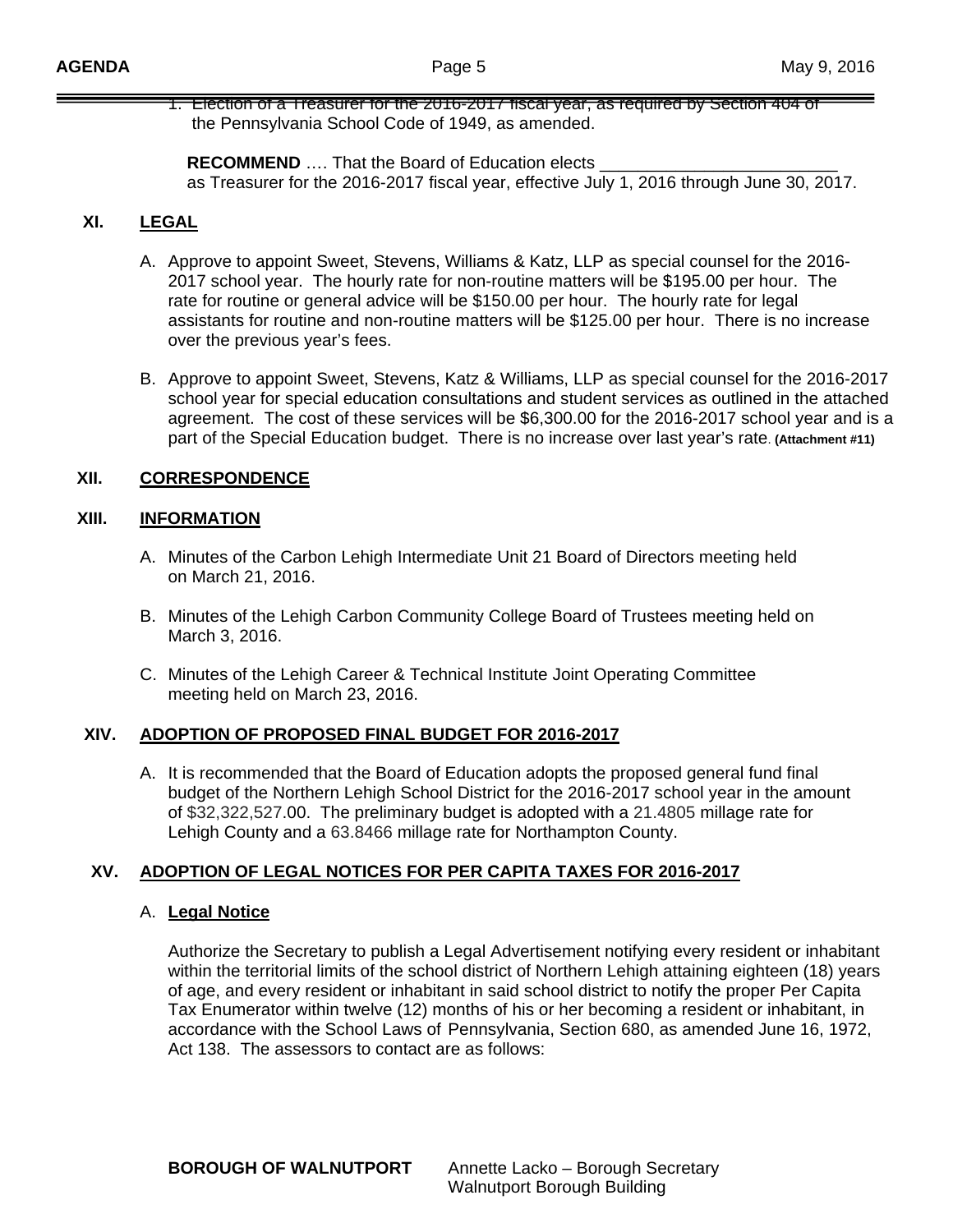1. Election of a Treasurer for the 2016-2017 fiscal year, as required by Section 404 of the Pennsylvania School Code of 1949, as amended.

   **RECOMMEND** …. That the Board of Education elects ________________________ as Treasurer for the 2016-2017 fiscal year, effective July 1, 2016 through June 30, 2017.

## XI. LEGAL

A. Approve to appoint Sweet, Stevens, Williams & Katz, LLP as special counsel for the 2016-2017 school year. The hourly rate for non-routine matters will be $195.00 per hour. The rate for routine or general advice will be $150.00 per hour. The hourly rate for legal assistants for routine and non-routine matters will be $125.00 per hour. There is no increase over the previous year's fees.

B. Approve to appoint Sweet, Stevens, Katz & Williams, LLP as special counsel for the 2016-2017 school year for special education consultations and student services as outlined in the attached agreement. The cost of these services will be $6,300.00 for the 2016-2017 school year and is a part of the Special Education budget. There is no increase over last year's rate. **(Attachment #11)**

## XII. CORRESPONDENCE

## XIII. INFORMATION

A. Minutes of the Carbon Lehigh Intermediate Unit 21 Board of Directors meeting held on March 21, 2016.

B. Minutes of the Lehigh Carbon Community College Board of Trustees meeting held on March 3, 2016.

C. Minutes of the Lehigh Career & Technical Institute Joint Operating Committee meeting held on March 23, 2016.

## XIV. ADOPTION OF PROPOSED FINAL BUDGET FOR 2016-2017

A. It is recommended that the Board of Education adopts the proposed general fund final budget of the Northern Lehigh School District for the 2016-2017 school year in the amount of $32,322,527.00. The preliminary budget is adopted with a 21.4805 millage rate for Lehigh County and a 63.8466 millage rate for Northampton County.

## XV. ADOPTION OF LEGAL NOTICES FOR PER CAPITA TAXES FOR 2016-2017

A. **Legal Notice**

Authorize the Secretary to publish a Legal Advertisement notifying every resident or inhabitant within the territorial limits of the school district of Northern Lehigh attaining eighteen (18) years of age, and every resident or inhabitant in said school district to notify the proper Per Capita Tax Enumerator within twelve (12) months of his or her becoming a resident or inhabitant, in accordance with the School Laws of Pennsylvania, Section 680, as amended June 16, 1972, Act 138. The assessors to contact are as follows:

**BOROUGH OF WALNUTPORT** Annette Lacko – Borough Secretary
Walnutport Borough Building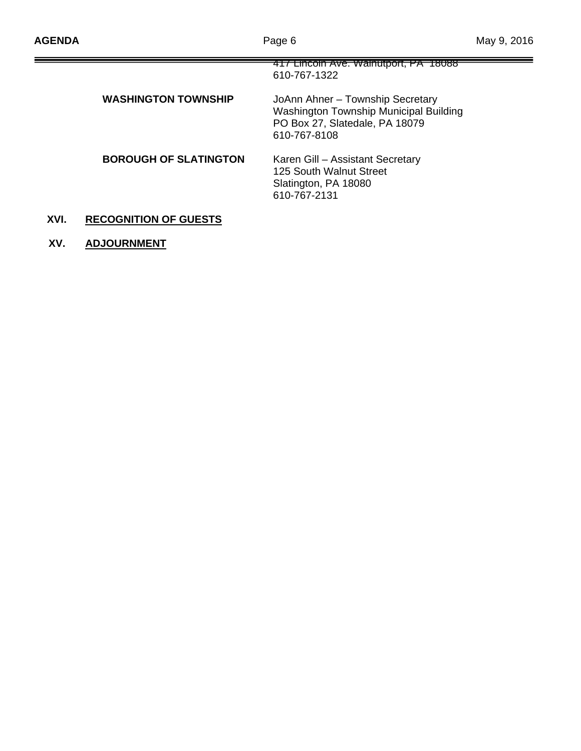417 Lincoln Ave. Walnutport, PA 18088
610-767-1322

| | |
|---|---|
| **WASHINGTON TOWNSHIP** | JoAnn Ahner – Township Secretary<br>Washington Township Municipal Building<br>PO Box 27, Slatedale, PA 18079<br>610-767-8108 |
| **BOROUGH OF SLATINGTON** | Karen Gill – Assistant Secretary<br>125 South Walnut Street<br>Slatington, PA 18080<br>610-767-2131 |

**XVI. RECOGNITION OF GUESTS**

**XV. ADJOURNMENT**